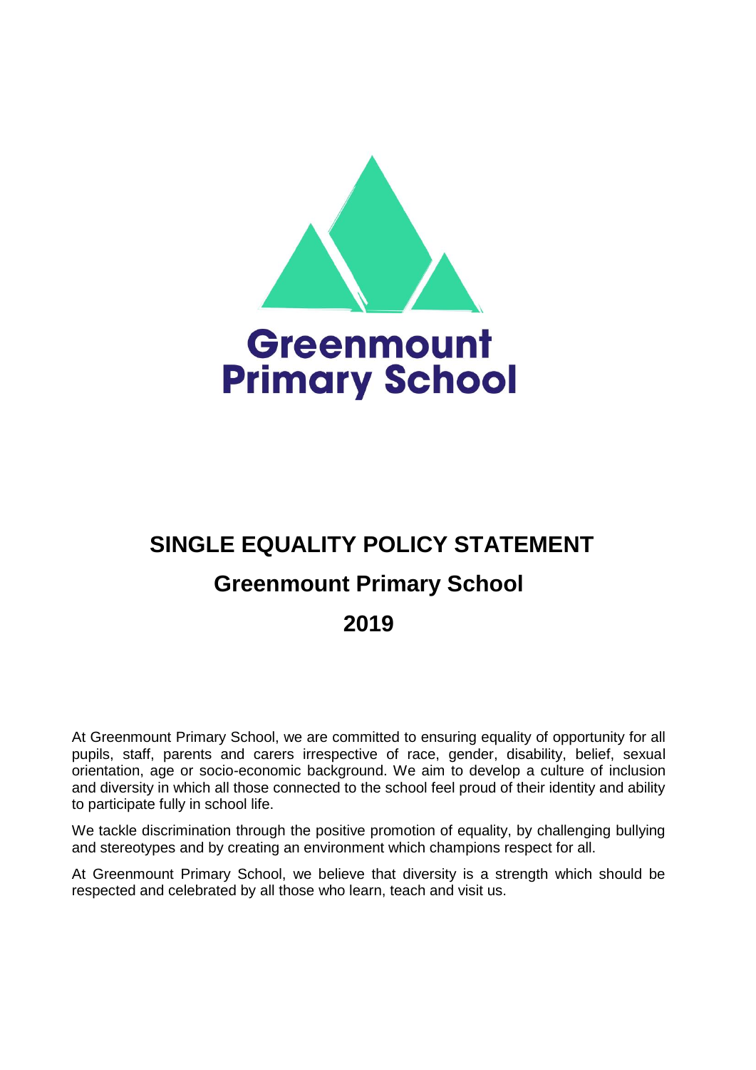Greenmount
Primary School

# SINGLE EQUALITY POLICY STATEMENT

## Greenmount Primary School

## 2019

At Greenmount Primary School, we are committed to ensuring equality of opportunity for all pupils, staff, parents and carers irrespective of race, gender, disability, belief, sexual orientation, age or socio-economic background. We aim to develop a culture of inclusion and diversity in which all those connected to the school feel proud of their identity and ability to participate fully in school life.

We tackle discrimination through the positive promotion of equality, by challenging bullying and stereotypes and by creating an environment which champions respect for all.

At Greenmount Primary School, we believe that diversity is a strength which should be respected and celebrated by all those who learn, teach and visit us.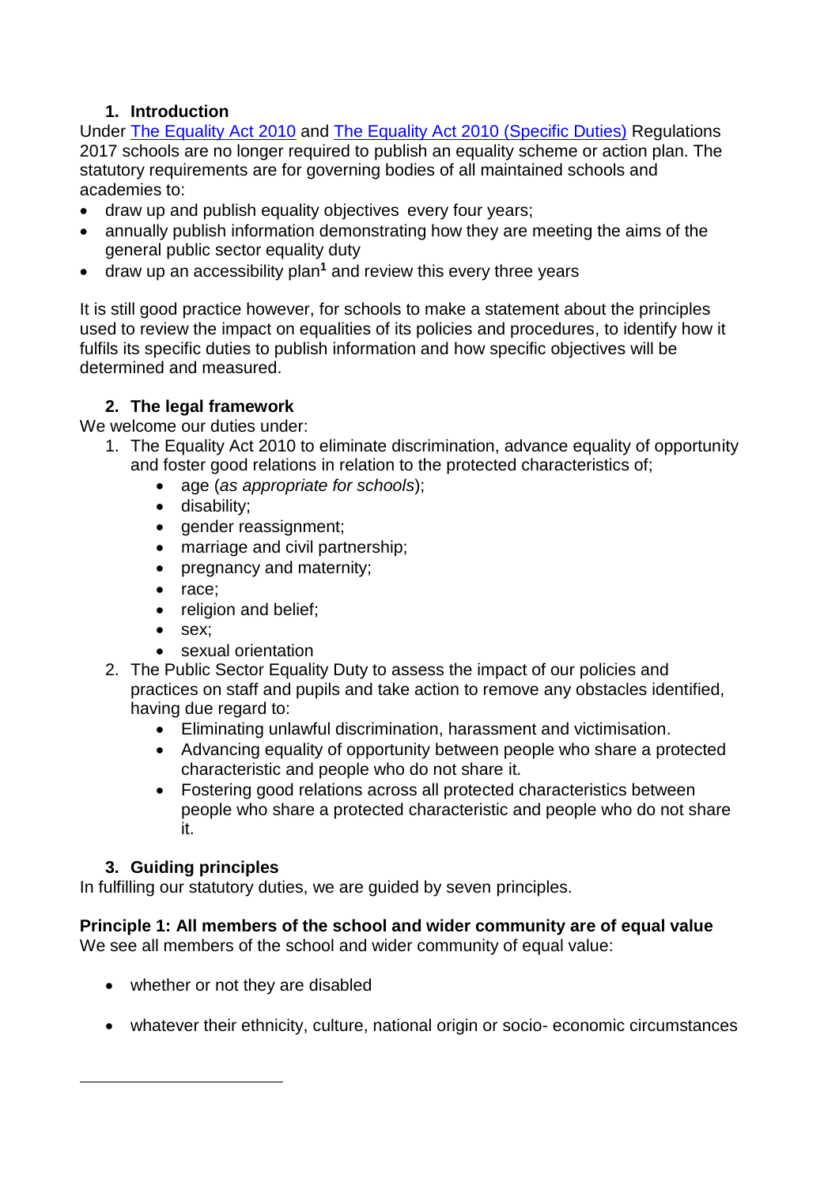## 1. Introduction

Under [The Equality Act 2010] and [The Equality Act 2010 (Specific Duties)] Regulations 2017 schools are no longer required to publish an equality scheme or action plan. The statutory requirements are for governing bodies of all maintained schools and academies to:

- draw up and publish equality objectives every four years;
- annually publish information demonstrating how they are meeting the aims of the general public sector equality duty
- draw up an accessibility plan[1] and review this every three years

It is still good practice however, for schools to make a statement about the principles used to review the impact on equalities of its policies and procedures, to identify how it fulfils its specific duties to publish information and how specific objectives will be determined and measured.

## 2. The legal framework

We welcome our duties under:

1. The Equality Act 2010 to eliminate discrimination, advance equality of opportunity and foster good relations in relation to the protected characteristics of;
    - age (*as appropriate for schools*);
    - disability;
    - gender reassignment;
    - marriage and civil partnership;
    - pregnancy and maternity;
    - race;
    - religion and belief;
    - sex;
    - sexual orientation
2. The Public Sector Equality Duty to assess the impact of our policies and practices on staff and pupils and take action to remove any obstacles identified, having due regard to:
    - Eliminating unlawful discrimination, harassment and victimisation.
    - Advancing equality of opportunity between people who share a protected characteristic and people who do not share it.
    - Fostering good relations across all protected characteristics between people who share a protected characteristic and people who do not share it.

## 3. Guiding principles

In fulfilling our statutory duties, we are guided by seven principles.

**Principle 1: All members of the school and wider community are of equal value**

We see all members of the school and wider community of equal value:

- whether or not they are disabled
- whatever their ethnicity, culture, national origin or socio- economic circumstances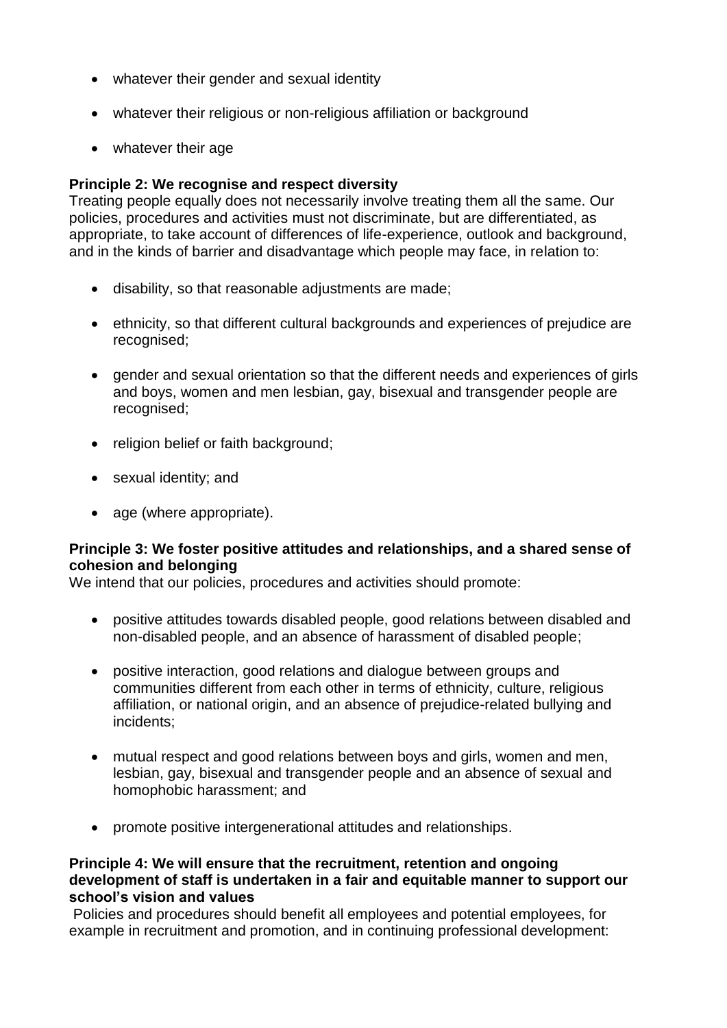- whatever their gender and sexual identity
- whatever their religious or non-religious affiliation or background
- whatever their age

**Principle 2: We recognise and respect diversity**

Treating people equally does not necessarily involve treating them all the same. Our policies, procedures and activities must not discriminate, but are differentiated, as appropriate, to take account of differences of life-experience, outlook and background, and in the kinds of barrier and disadvantage which people may face, in relation to:

- disability, so that reasonable adjustments are made;
- ethnicity, so that different cultural backgrounds and experiences of prejudice are recognised;
- gender and sexual orientation so that the different needs and experiences of girls and boys, women and men lesbian, gay, bisexual and transgender people are recognised;
- religion belief or faith background;
- sexual identity; and
- age (where appropriate).

**Principle 3: We foster positive attitudes and relationships, and a shared sense of cohesion and belonging**

We intend that our policies, procedures and activities should promote:

- positive attitudes towards disabled people, good relations between disabled and non-disabled people, and an absence of harassment of disabled people;
- positive interaction, good relations and dialogue between groups and communities different from each other in terms of ethnicity, culture, religious affiliation, or national origin, and an absence of prejudice-related bullying and incidents;
- mutual respect and good relations between boys and girls, women and men, lesbian, gay, bisexual and transgender people and an absence of sexual and homophobic harassment; and
- promote positive intergenerational attitudes and relationships.

**Principle 4: We will ensure that the recruitment, retention and ongoing development of staff is undertaken in a fair and equitable manner to support our school's vision and values**

Policies and procedures should benefit all employees and potential employees, for example in recruitment and promotion, and in continuing professional development: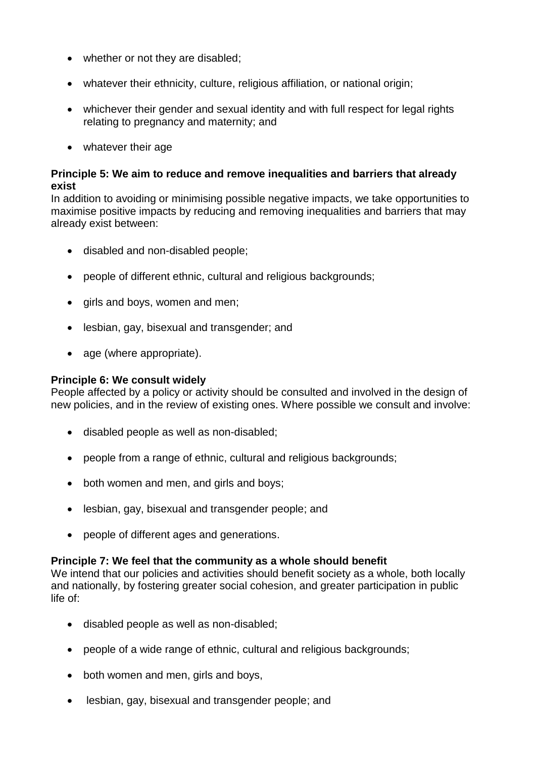- whether or not they are disabled;
- whatever their ethnicity, culture, religious affiliation, or national origin;
- whichever their gender and sexual identity and with full respect for legal rights relating to pregnancy and maternity; and
- whatever their age

**Principle 5: We aim to reduce and remove inequalities and barriers that already exist**
In addition to avoiding or minimising possible negative impacts, we take opportunities to maximise positive impacts by reducing and removing inequalities and barriers that may already exist between:

- disabled and non-disabled people;
- people of different ethnic, cultural and religious backgrounds;
- girls and boys, women and men;
- lesbian, gay, bisexual and transgender; and
- age (where appropriate).

**Principle 6: We consult widely**
People affected by a policy or activity should be consulted and involved in the design of new policies, and in the review of existing ones. Where possible we consult and involve:

- disabled people as well as non-disabled;
- people from a range of ethnic, cultural and religious backgrounds;
- both women and men, and girls and boys;
- lesbian, gay, bisexual and transgender people; and
- people of different ages and generations.

**Principle 7: We feel that the community as a whole should benefit**
We intend that our policies and activities should benefit society as a whole, both locally and nationally, by fostering greater social cohesion, and greater participation in public life of:

- disabled people as well as non-disabled;
- people of a wide range of ethnic, cultural and religious backgrounds;
- both women and men, girls and boys,
- lesbian, gay, bisexual and transgender people; and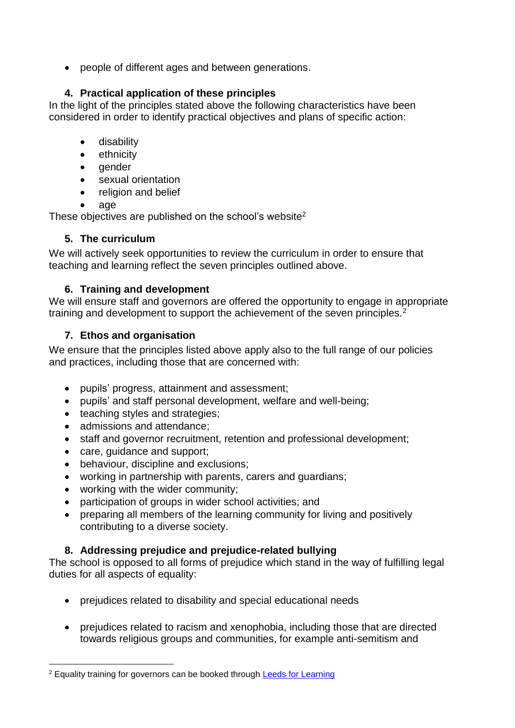- people of different ages and between generations.

### 4. Practical application of these principles

In the light of the principles stated above the following characteristics have been considered in order to identify practical objectives and plans of specific action:

- disability
- ethnicity
- gender
- sexual orientation
- religion and belief
- age

These objectives are published on the school's website[2]

### 5. The curriculum

We will actively seek opportunities to review the curriculum in order to ensure that teaching and learning reflect the seven principles outlined above.

### 6. Training and development

We will ensure staff and governors are offered the opportunity to engage in appropriate training and development to support the achievement of the seven principles.[2]

### 7. Ethos and organisation

We ensure that the principles listed above apply also to the full range of our policies and practices, including those that are concerned with:

- pupils' progress, attainment and assessment;
- pupils' and staff personal development, welfare and well-being;
- teaching styles and strategies;
- admissions and attendance;
- staff and governor recruitment, retention and professional development;
- care, guidance and support;
- behaviour, discipline and exclusions;
- working in partnership with parents, carers and guardians;
- working with the wider community;
- participation of groups in wider school activities; and
- preparing all members of the learning community for living and positively contributing to a diverse society.

### 8. Addressing prejudice and prejudice-related bullying

The school is opposed to all forms of prejudice which stand in the way of fulfilling legal duties for all aspects of equality:

- prejudices related to disability and special educational needs

- prejudices related to racism and xenophobia, including those that are directed towards religious groups and communities, for example anti-semitism and

---

[2] Equality training for governors can be booked through [Leeds for Learning]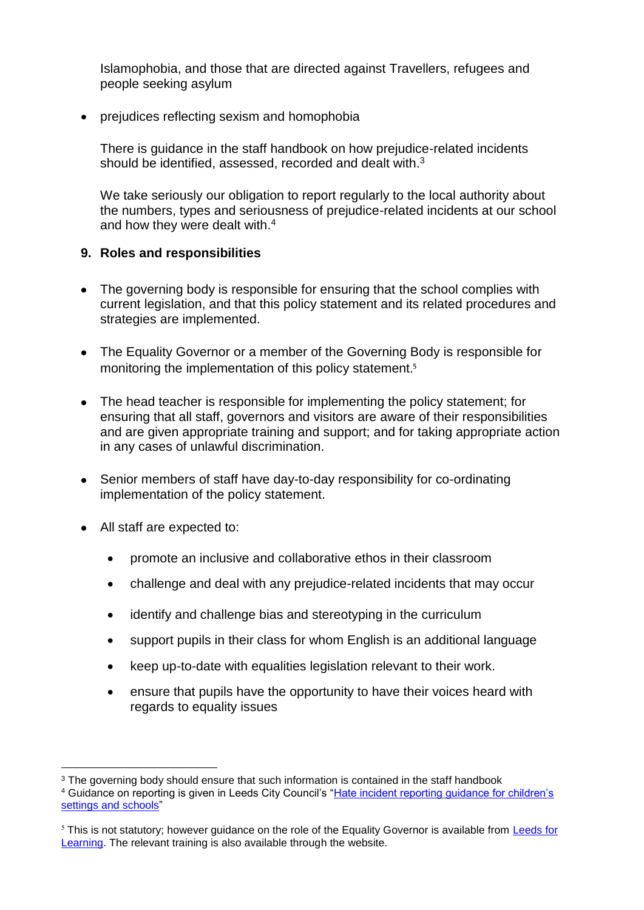Islamophobia, and those that are directed against Travellers, refugees and people seeking asylum

- prejudices reflecting sexism and homophobia

  There is guidance in the staff handbook on how prejudice-related incidents should be identified, assessed, recorded and dealt with.[3]

  We take seriously our obligation to report regularly to the local authority about the numbers, types and seriousness of prejudice-related incidents at our school and how they were dealt with.[4]

## 9. Roles and responsibilities

- The governing body is responsible for ensuring that the school complies with current legislation, and that this policy statement and its related procedures and strategies are implemented.

- The Equality Governor or a member of the Governing Body is responsible for monitoring the implementation of this policy statement.[5]

- The head teacher is responsible for implementing the policy statement; for ensuring that all staff, governors and visitors are aware of their responsibilities and are given appropriate training and support; and for taking appropriate action in any cases of unlawful discrimination.

- Senior members of staff have day-to-day responsibility for co-ordinating implementation of the policy statement.

- All staff are expected to:

  - promote an inclusive and collaborative ethos in their classroom
  - challenge and deal with any prejudice-related incidents that may occur
  - identify and challenge bias and stereotyping in the curriculum
  - support pupils in their class for whom English is an additional language
  - keep up-to-date with equalities legislation relevant to their work.
  - ensure that pupils have the opportunity to have their voices heard with regards to equality issues

---

[3] The governing body should ensure that such information is contained in the staff handbook

[4] Guidance on reporting is given in Leeds City Council's "Hate incident reporting guidance for children's settings and schools"

[5] This is not statutory; however guidance on the role of the Equality Governor is available from Leeds for Learning. The relevant training is also available through the website.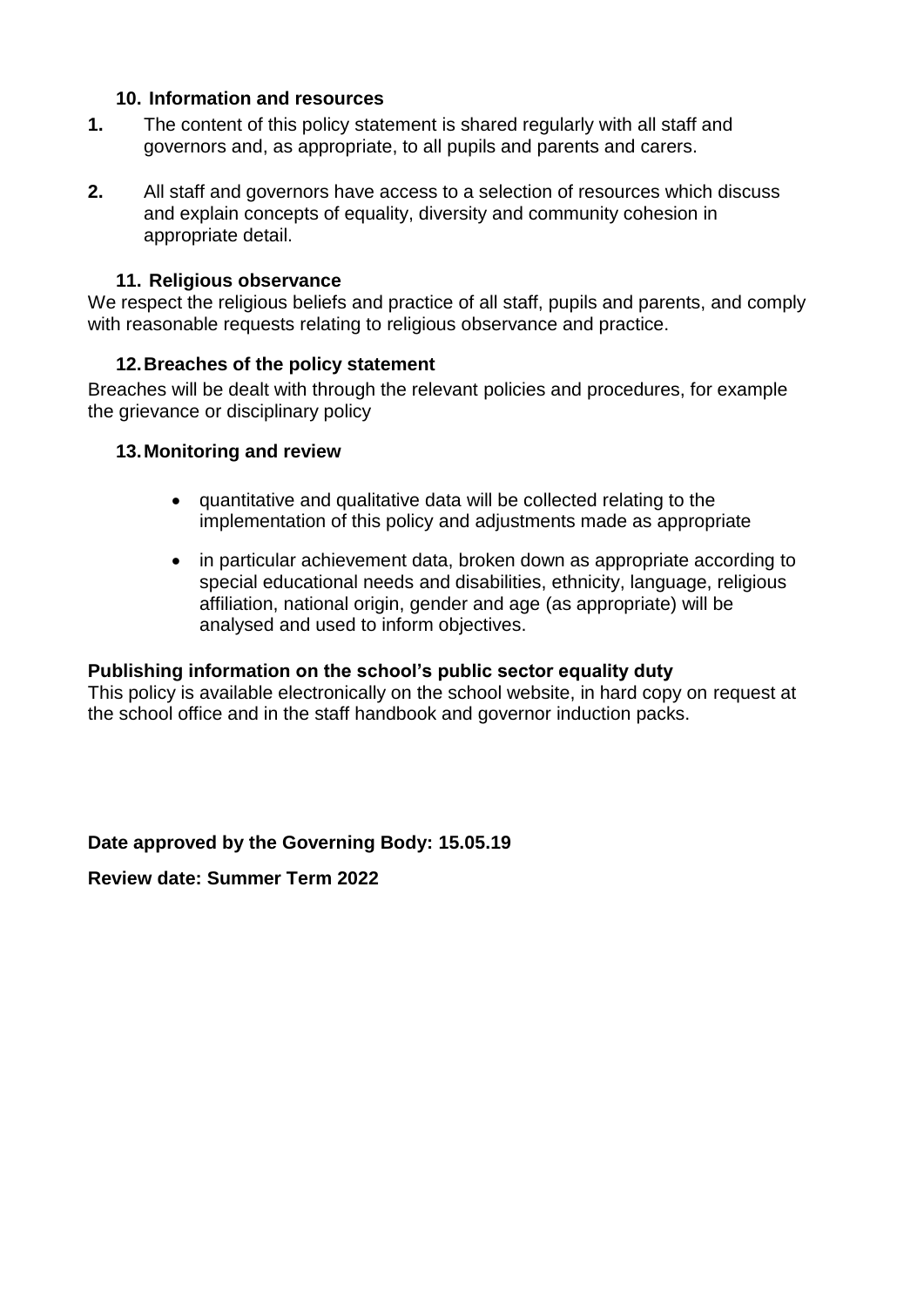### 10. Information and resources

1. The content of this policy statement is shared regularly with all staff and governors and, as appropriate, to all pupils and parents and carers.

2. All staff and governors have access to a selection of resources which discuss and explain concepts of equality, diversity and community cohesion in appropriate detail.

### 11. Religious observance

We respect the religious beliefs and practice of all staff, pupils and parents, and comply with reasonable requests relating to religious observance and practice.

### 12. Breaches of the policy statement

Breaches will be dealt with through the relevant policies and procedures, for example the grievance or disciplinary policy

### 13. Monitoring and review

- quantitative and qualitative data will be collected relating to the implementation of this policy and adjustments made as appropriate

- in particular achievement data, broken down as appropriate according to special educational needs and disabilities, ethnicity, language, religious affiliation, national origin, gender and age (as appropriate) will be analysed and used to inform objectives.

**Publishing information on the school's public sector equality duty**

This policy is available electronically on the school website, in hard copy on request at the school office and in the staff handbook and governor induction packs.

**Date approved by the Governing Body: 15.05.19**

**Review date: Summer Term 2022**